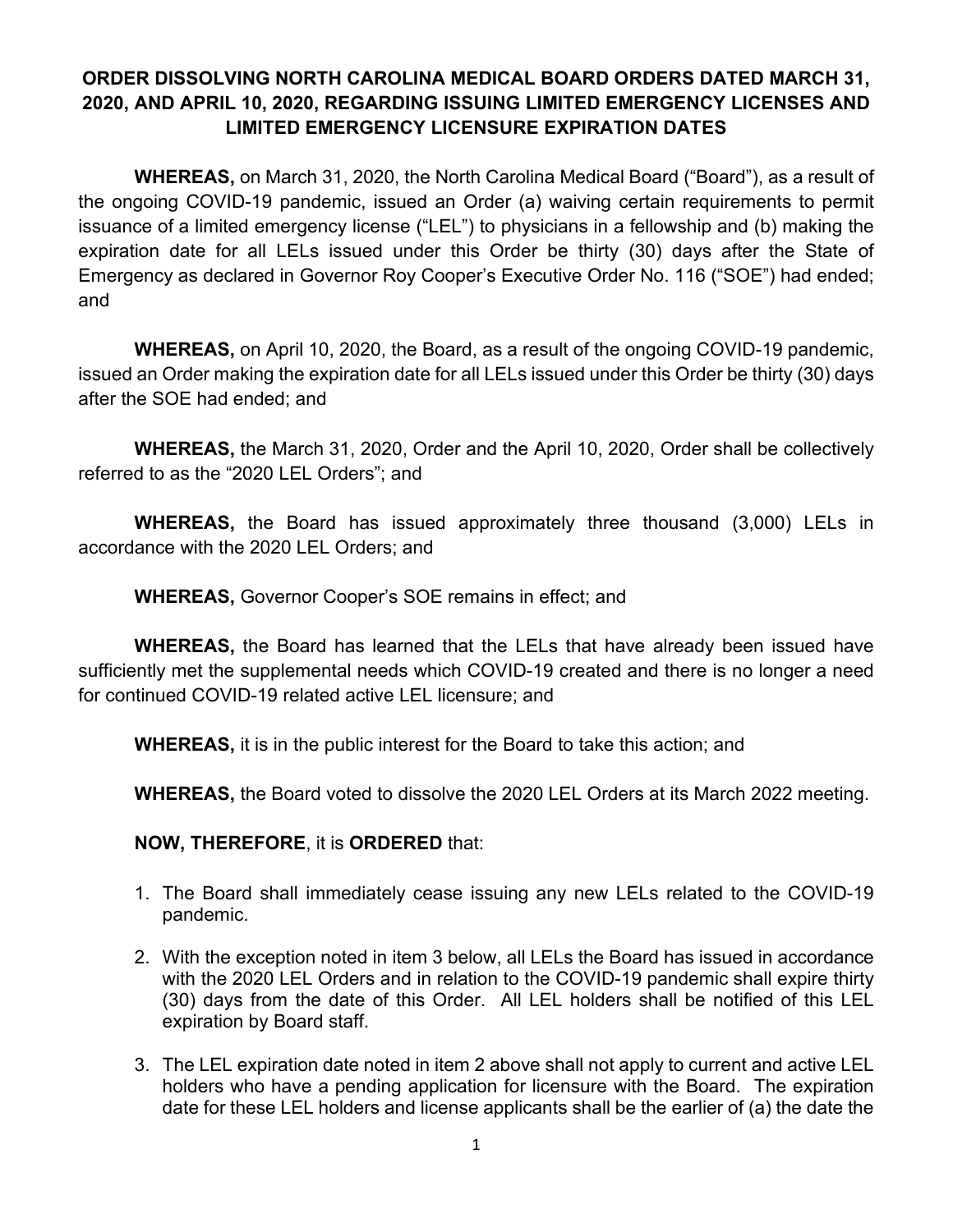# ORDER DISSOLVING NORTH CAROLINA MEDICAL BOARD ORDERS DATED MARCH 31, 2020, AND APRIL 10, 2020, REGARDING ISSUING LIMITED EMERGENCY LICENSES AND LIMITED EMERGENCY LICENSURE EXPIRATION DATES

**WHEREAS,** on March 31, 2020, the North Carolina Medical Board ("Board"), as a result of the ongoing COVID-19 pandemic, issued an Order (a) waiving certain requirements to permit issuance of a limited emergency license ("LEL") to physicians in a fellowship and (b) making the expiration date for all LELs issued under this Order be thirty (30) days after the State of Emergency as declared in Governor Roy Cooper's Executive Order No. 116 ("SOE") had ended; and

**WHEREAS,** on April 10, 2020, the Board, as a result of the ongoing COVID-19 pandemic, issued an Order making the expiration date for all LELs issued under this Order be thirty (30) days after the SOE had ended; and

**WHEREAS,** the March 31, 2020, Order and the April 10, 2020, Order shall be collectively referred to as the "2020 LEL Orders"; and

**WHEREAS,** the Board has issued approximately three thousand (3,000) LELs in accordance with the 2020 LEL Orders; and

**WHEREAS,** Governor Cooper's SOE remains in effect; and

**WHEREAS,** the Board has learned that the LELs that have already been issued have sufficiently met the supplemental needs which COVID-19 created and there is no longer a need for continued COVID-19 related active LEL licensure; and

**WHEREAS,** it is in the public interest for the Board to take this action; and

**WHEREAS,** the Board voted to dissolve the 2020 LEL Orders at its March 2022 meeting.

**NOW, THEREFORE**, it is **ORDERED** that:

1. The Board shall immediately cease issuing any new LELs related to the COVID-19 pandemic.
2. With the exception noted in item 3 below, all LELs the Board has issued in accordance with the 2020 LEL Orders and in relation to the COVID-19 pandemic shall expire thirty (30) days from the date of this Order. All LEL holders shall be notified of this LEL expiration by Board staff.
3. The LEL expiration date noted in item 2 above shall not apply to current and active LEL holders who have a pending application for licensure with the Board. The expiration date for these LEL holders and license applicants shall be the earlier of (a) the date the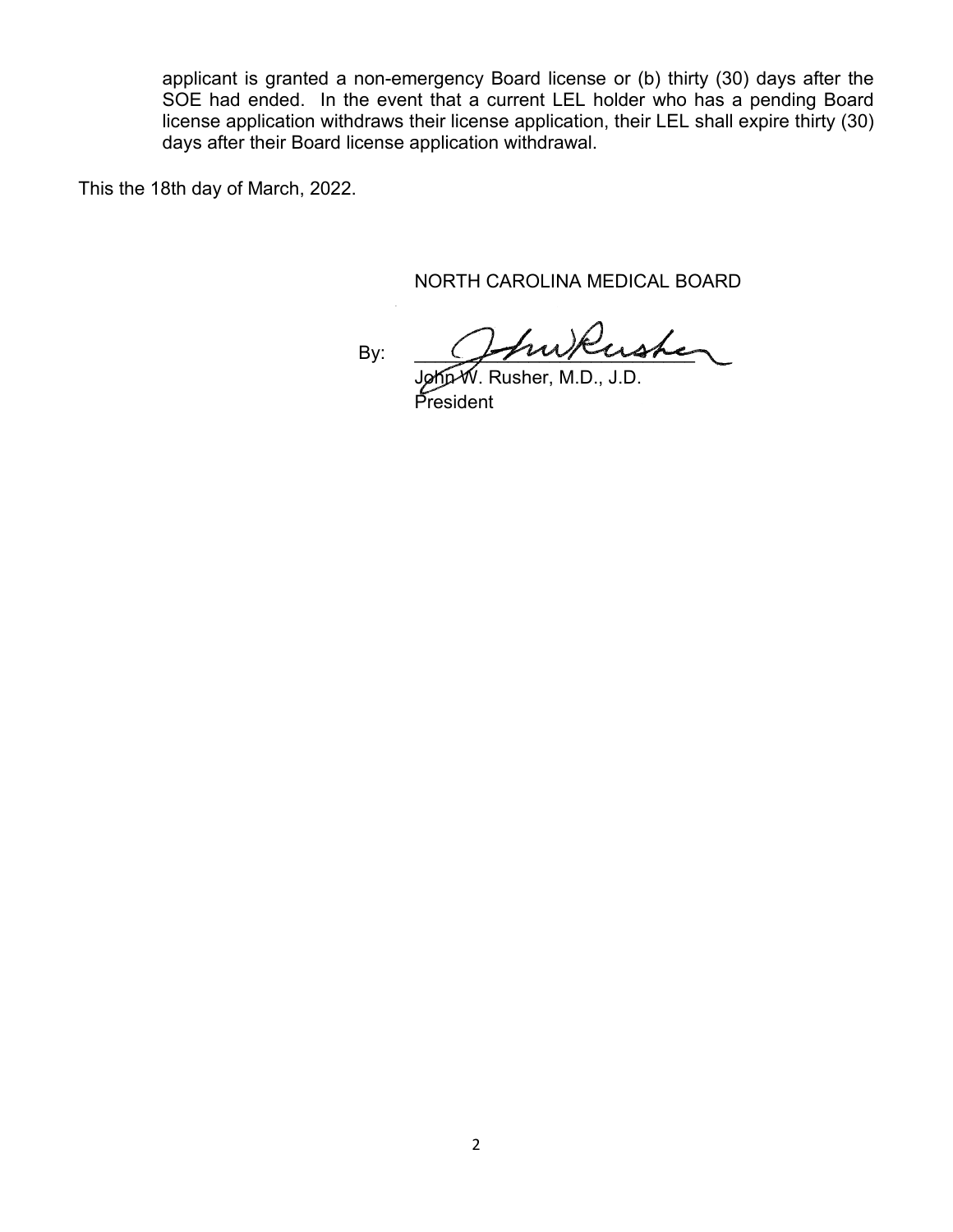applicant is granted a non-emergency Board license or (b) thirty (30) days after the SOE had ended. In the event that a current LEL holder who has a pending Board license application withdraws their license application, their LEL shall expire thirty (30) days after their Board license application withdrawal.

This the 18th day of March, 2022.

NORTH CAROLINA MEDICAL BOARD

By: ______________________________

John W. Rusher, M.D., J.D.
President